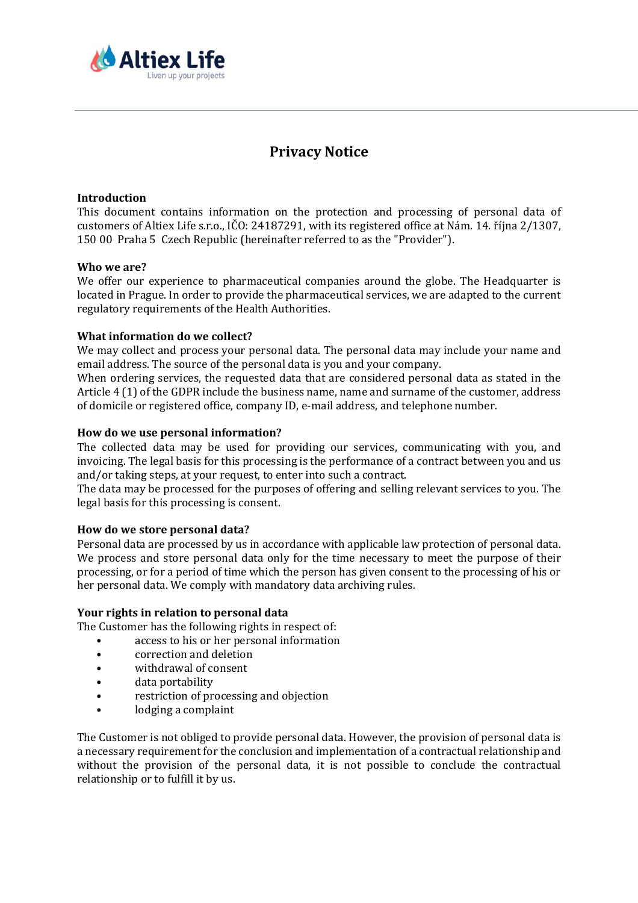Altiex Life
Liven up your projects

# Privacy Notice

## Introduction

This document contains information on the protection and processing of personal data of customers of Altiex Life s.r.o., IČO: 24187291, with its registered office at Nám. 14. října 2/1307, 150 00 Praha 5 Czech Republic (hereinafter referred to as the "Provider").

## Who we are?

We offer our experience to pharmaceutical companies around the globe. The Headquarter is located in Prague. In order to provide the pharmaceutical services, we are adapted to the current regulatory requirements of the Health Authorities.

## What information do we collect?

We may collect and process your personal data. The personal data may include your name and email address. The source of the personal data is you and your company.

When ordering services, the requested data that are considered personal data as stated in the Article 4 (1) of the GDPR include the business name, name and surname of the customer, address of domicile or registered office, company ID, e-mail address, and telephone number.

## How do we use personal information?

The collected data may be used for providing our services, communicating with you, and invoicing. The legal basis for this processing is the performance of a contract between you and us and/or taking steps, at your request, to enter into such a contract.

The data may be processed for the purposes of offering and selling relevant services to you. The legal basis for this processing is consent.

## How do we store personal data?

Personal data are processed by us in accordance with applicable law protection of personal data. We process and store personal data only for the time necessary to meet the purpose of their processing, or for a period of time which the person has given consent to the processing of his or her personal data. We comply with mandatory data archiving rules.

## Your rights in relation to personal data

The Customer has the following rights in respect of:

- access to his or her personal information
- correction and deletion
- withdrawal of consent
- data portability
- restriction of processing and objection
- lodging a complaint

The Customer is not obliged to provide personal data. However, the provision of personal data is a necessary requirement for the conclusion and implementation of a contractual relationship and without the provision of the personal data, it is not possible to conclude the contractual relationship or to fulfill it by us.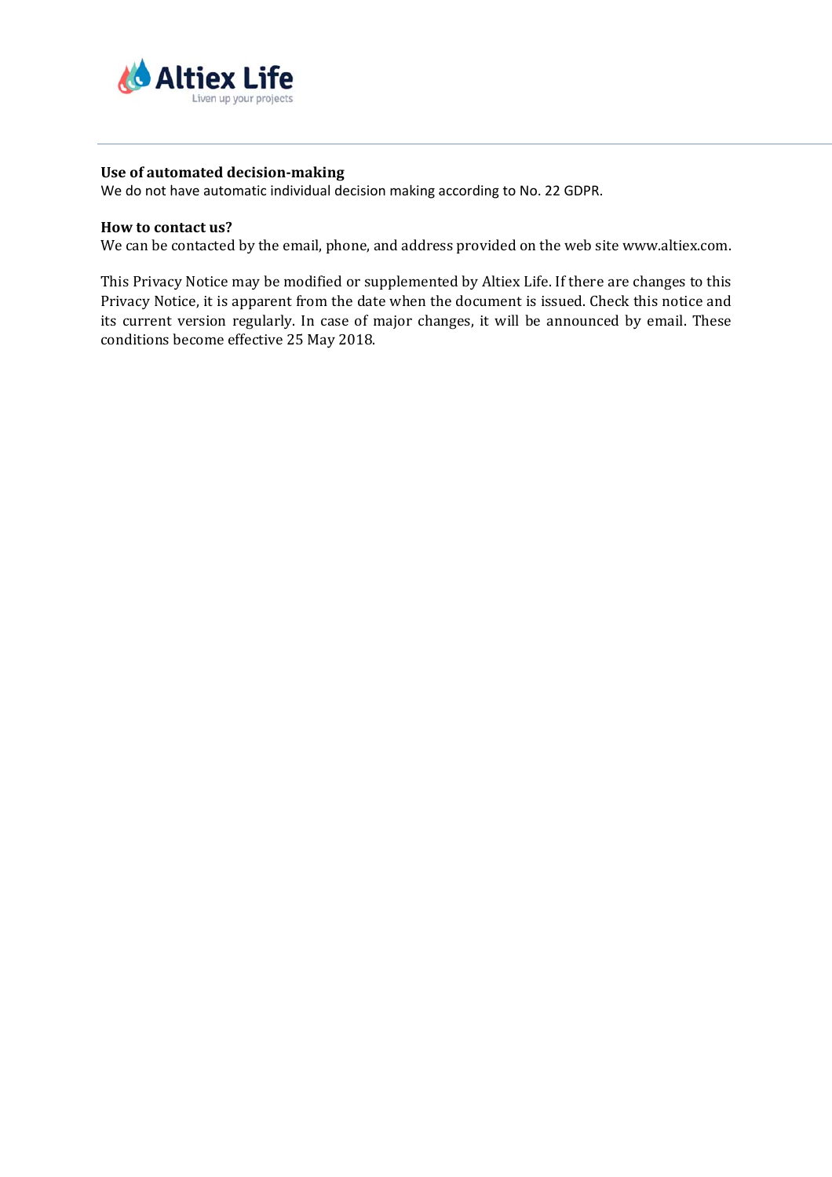**Use of automated decision-making**

We do not have automatic individual decision making according to No. 22 GDPR.

**How to contact us?**

We can be contacted by the email, phone, and address provided on the web site www.altiex.com.

This Privacy Notice may be modified or supplemented by Altiex Life. If there are changes to this Privacy Notice, it is apparent from the date when the document is issued. Check this notice and its current version regularly. In case of major changes, it will be announced by email. These conditions become effective 25 May 2018.